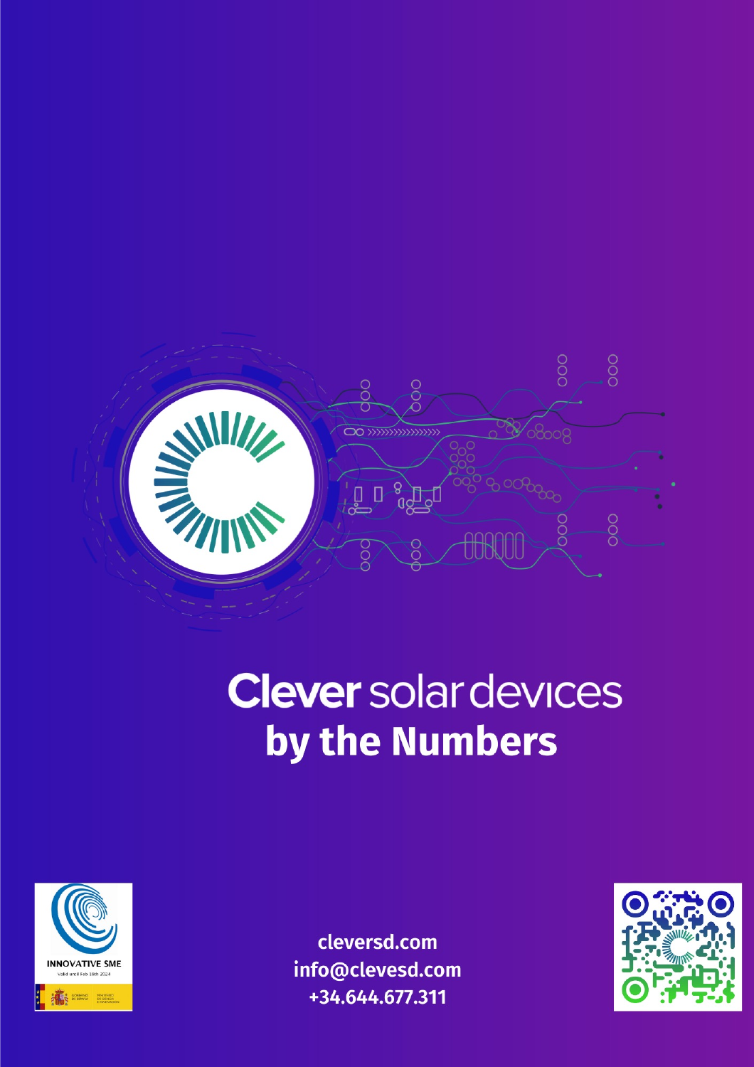# Clever solar devices by the Numbers

INNOVATIVE SME

Valid until Feb 16th 2024

cleversd.com
info@clevesd.com
+34.644.677.311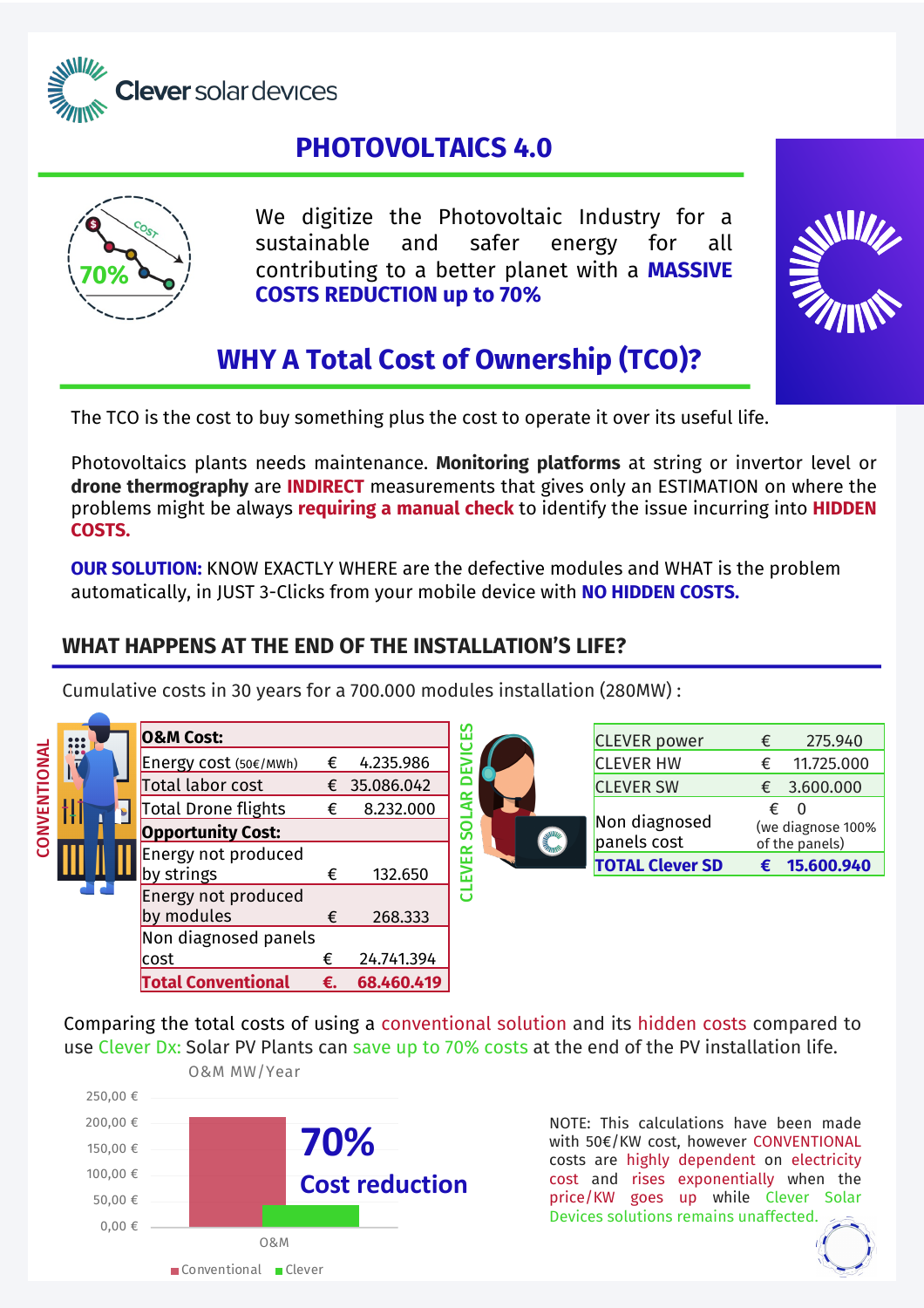Clever solar devices

# PHOTOVOLTAICS 4.0

We digitize the Photovoltaic Industry for a sustainable and safer energy for all contributing to a better planet with a **MASSIVE COSTS REDUCTION up to 70%**

## WHY A Total Cost of Ownership (TCO)?

The TCO is the cost to buy something plus the cost to operate it over its useful life.

Photovoltaics plants needs maintenance. **Monitoring platforms** at string or invertor level or **drone thermography** are **INDIRECT** measurements that gives only an ESTIMATION on where the problems might be always **requiring a manual check** to identify the issue incurring into **HIDDEN COSTS.**

**OUR SOLUTION:** KNOW EXACTLY WHERE are the defective modules and WHAT is the problem automatically, in JUST 3-Clicks from your mobile device with **NO HIDDEN COSTS.**

## WHAT HAPPENS AT THE END OF THE INSTALLATION'S LIFE?

Cumulative costs in 30 years for a 700.000 modules installation (280MW) :

**CONVENTIONAL**

| O&M Cost: | | |
|---|---|---|
| Energy cost (50€/MWh) | € | 4.235.986 |
| Total labor cost | € | 35.086.042 |
| Total Drone flights | € | 8.232.000 |
| **Opportunity Cost:** | | |
| Energy not produced by strings | € | 132.650 |
| Energy not produced by modules | € | 268.333 |
| Non diagnosed panels cost | € | 24.741.394 |
| **Total Conventional** | **€.** | **68.460.419** |

**CLEVER SOLAR DEVICES**

| | | |
|---|---|---|
| CLEVER power | € | 275.940 |
| CLEVER HW | € | 11.725.000 |
| CLEVER SW | € | 3.600.000 |
| Non diagnosed panels cost | € | 0 (we diagnose 100% of the panels) |
| **TOTAL Clever SD** | **€** | **15.600.940** |

Comparing the total costs of using a conventional solution and its hidden costs compared to use Clever Dx: Solar PV Plants can save up to 70% costs at the end of the PV installation life.

O&M MW/Year

250,00 €
200,00 €
150,00 €
100,00 €
50,00 €
0,00 €

O&M

Conventional ■ Clever

**70% Cost reduction**

NOTE: This calculations have been made with 50€/KW cost, however CONVENTIONAL costs are highly dependent on electricity cost and rises exponentially when the price/KW goes up while Clever Solar Devices solutions remains unaffected.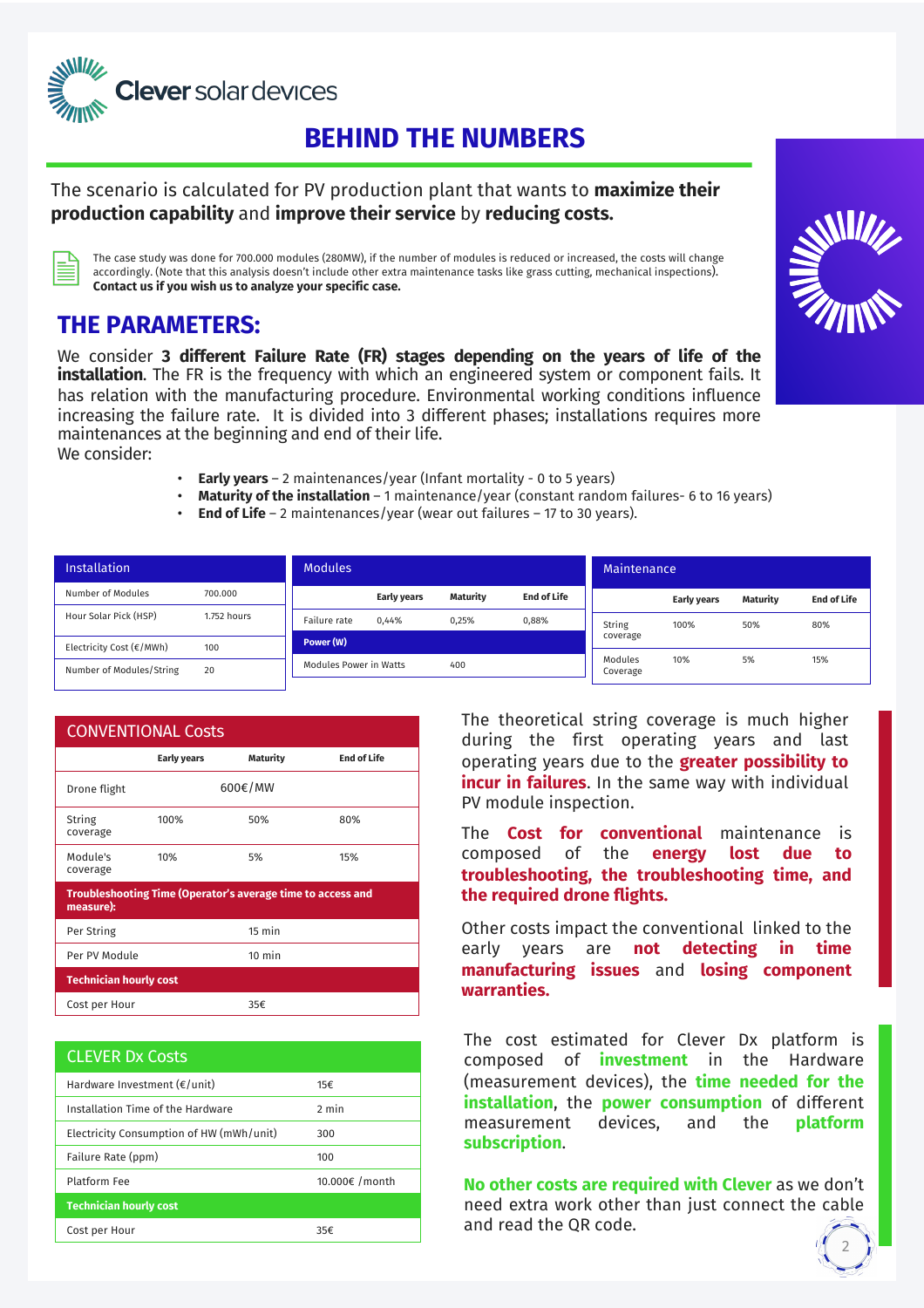# BEHIND THE NUMBERS

The scenario is calculated for PV production plant that wants to **maximize their production capability** and **improve their service** by **reducing costs.**

The case study was done for 700.000 modules (280MW), if the number of modules is reduced or increased, the costs will change accordingly. (Note that this analysis doesn't include other extra maintenance tasks like grass cutting, mechanical inspections). **Contact us if you wish us to analyze your specific case.**

## THE PARAMETERS:

We consider **3 different Failure Rate (FR) stages depending on the years of life of the installation**. The FR is the frequency with which an engineered system or component fails. It has relation with the manufacturing procedure. Environmental working conditions influence increasing the failure rate. It is divided into 3 different phases; installations requires more maintenances at the beginning and end of their life.
We consider:

- **Early years** – 2 maintenances/year (Infant mortality - 0 to 5 years)
- **Maturity of the installation** – 1 maintenance/year (constant random failures- 6 to 16 years)
- **End of Life** – 2 maintenances/year (wear out failures – 17 to 30 years).

| Installation | |
|---|---|
| Number of Modules | 700.000 |
| Hour Solar Pick (HSP) | 1.752 hours |
| Electricity Cost (€/MWh) | 100 |
| Number of Modules/String | 20 |

| Modules | Early years | Maturity | End of Life |
|---|---|---|---|
| Failure rate | 0,44% | 0,25% | 0,88% |
| **Power (W)** | | | |
| Modules Power in Watts | 400 | | |

| Maintenance | Early years | Maturity | End of Life |
|---|---|---|---|
| String coverage | 100% | 50% | 80% |
| Modules Coverage | 10% | 5% | 15% |

| CONVENTIONAL Costs | Early years | Maturity | End of Life |
|---|---|---|---|
| Drone flight | | 600€/MW | |
| String coverage | 100% | 50% | 80% |
| Module's coverage | 10% | 5% | 15% |
| **Troubleshooting Time (Operator's average time to access and measure):** | | | |
| Per String | | 15 min | |
| Per PV Module | | 10 min | |
| **Technician hourly cost** | | | |
| Cost per Hour | | 35€ | |

The theoretical string coverage is much higher during the first operating years and last operating years due to the **greater possibility to incur in failures**. In the same way with individual PV module inspection.

The **Cost for conventional** maintenance is composed of the **energy lost due to troubleshooting, the troubleshooting time, and the required drone flights.**

Other costs impact the conventional linked to the early years are **not detecting in time manufacturing issues** and **losing component warranties.**

| CLEVER Dx Costs | |
|---|---|
| Hardware Investment (€/unit) | 15€ |
| Installation Time of the Hardware | 2 min |
| Electricity Consumption of HW (mWh/unit) | 300 |
| Failure Rate (ppm) | 100 |
| Platform Fee | 10.000€ /month |
| **Technician hourly cost** | |
| Cost per Hour | 35€ |

The cost estimated for Clever Dx platform is composed of **investment** in the Hardware (measurement devices), the **time needed for the installation**, the **power consumption** of different measurement devices, and the **platform subscription**.

**No other costs are required with Clever** as we don't need extra work other than just connect the cable and read the QR code.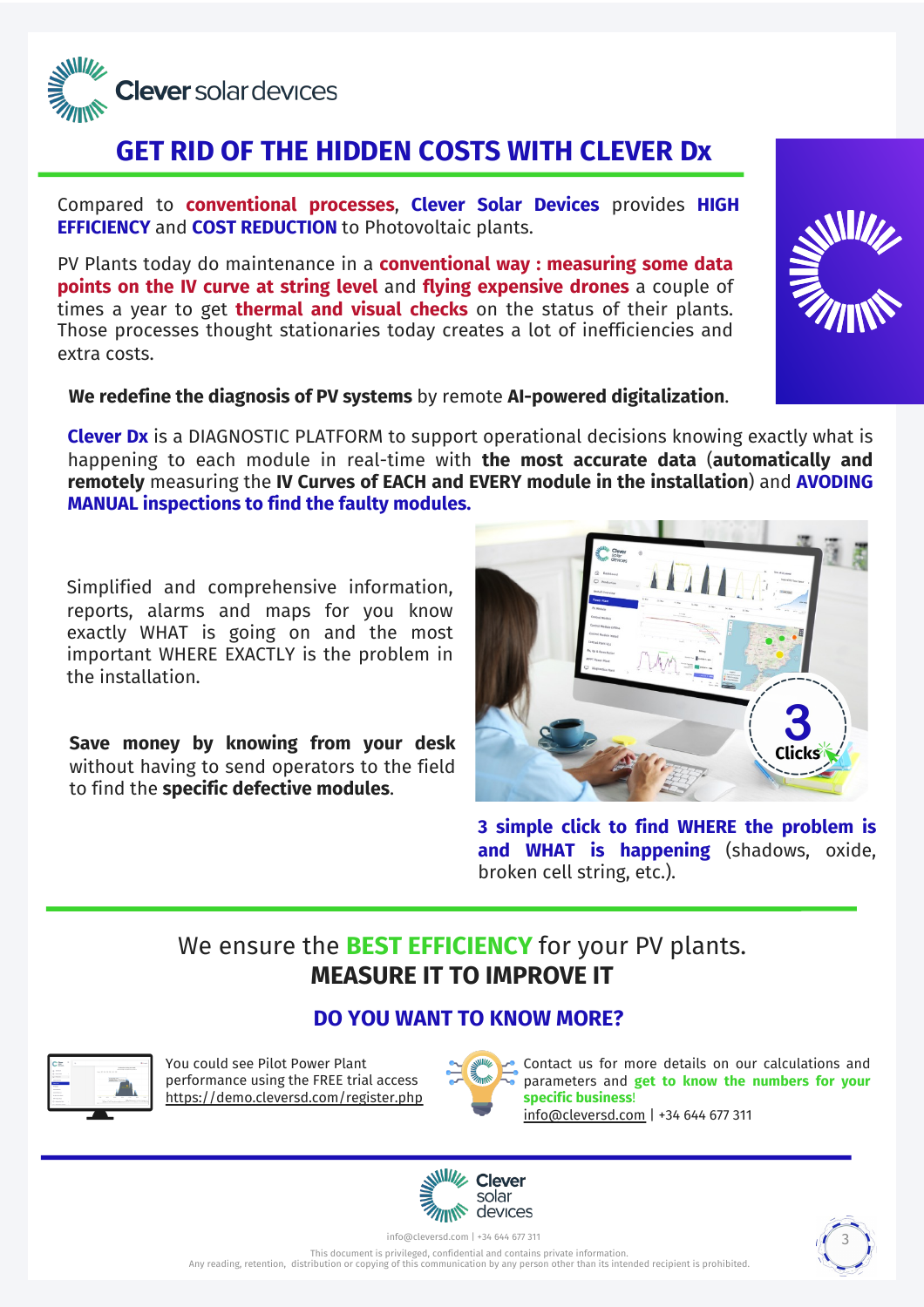Clever solar devices

# GET RID OF THE HIDDEN COSTS WITH CLEVER Dx

Compared to **conventional processes**, **Clever Solar Devices** provides **HIGH EFFICIENCY** and **COST REDUCTION** to Photovoltaic plants.

PV Plants today do maintenance in a **conventional way : measuring some data points on the IV curve at string level** and **flying expensive drones** a couple of times a year to get **thermal and visual checks** on the status of their plants. Those processes thought stationaries today creates a lot of inefficiencies and extra costs.

**We redefine the diagnosis of PV systems** by remote **AI-powered digitalization**.

**Clever Dx** is a DIAGNOSTIC PLATFORM to support operational decisions knowing exactly what is happening to each module in real-time with **the most accurate data** (**automatically and remotely** measuring the **IV Curves of EACH and EVERY module in the installation**) and **AVODING MANUAL inspections to find the faulty modules.**

Simplified and comprehensive information, reports, alarms and maps for you know exactly WHAT is going on and the most important WHERE EXACTLY is the problem in the installation.

**Save money by knowing from your desk** without having to send operators to the field to find the **specific defective modules**.

3 Clicks

**3 simple click to find WHERE the problem is and WHAT is happening** (shadows, oxide, broken cell string, etc.).

## We ensure the **BEST EFFICIENCY** for your PV plants.
## MEASURE IT TO IMPROVE IT

### DO YOU WANT TO KNOW MORE?

You could see Pilot Power Plant performance using the FREE trial access https://demo.cleversd.com/register.php

Contact us for more details on our calculations and parameters and **get to know the numbers for your specific business!**
info@cleversd.com | +34 644 677 311

Clever solar devices

info@cleversd.com | +34 644 677 311

This document is privileged, confidential and contains private information.
Any reading, retention, distribution or copying of this communication by any person other than its intended recipient is prohibited.